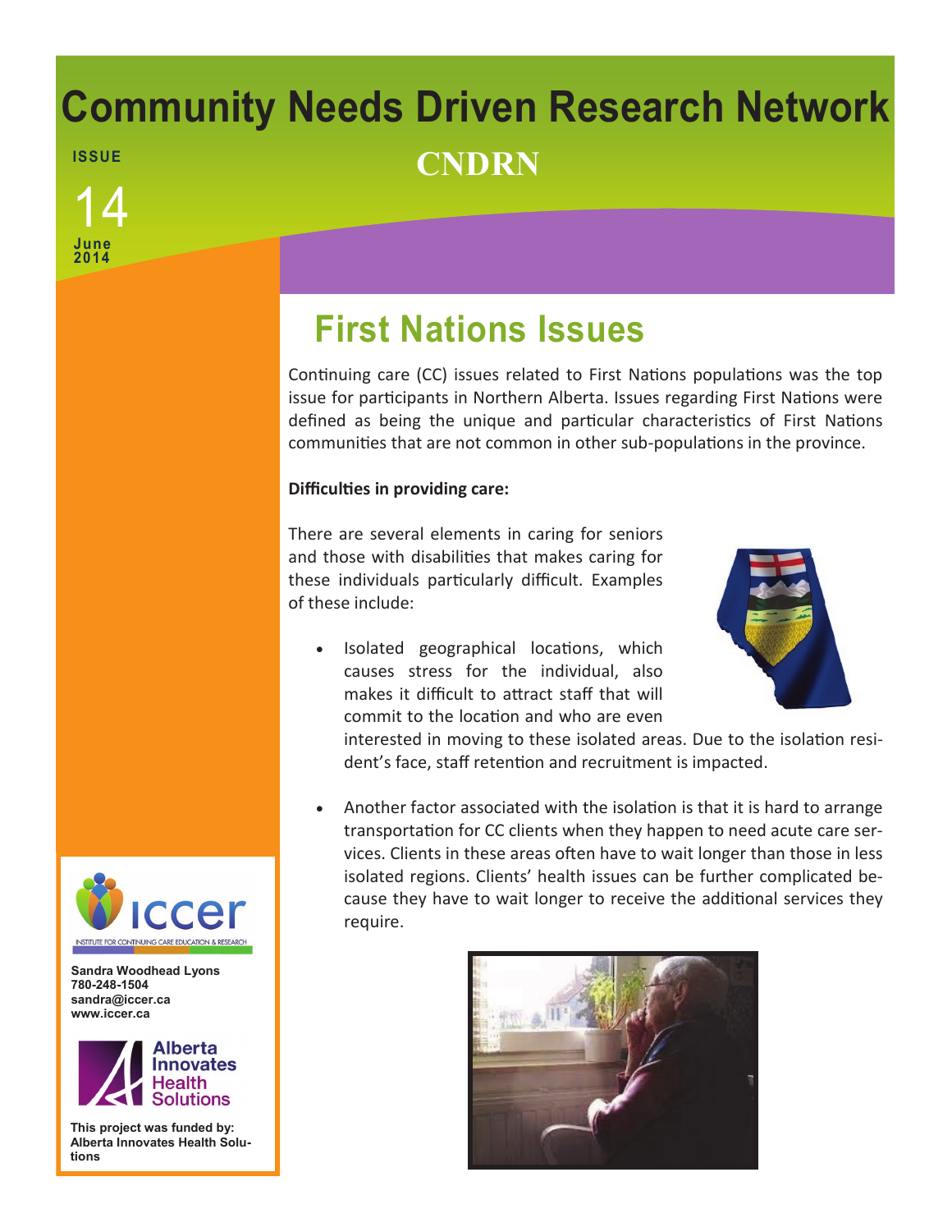# Community Needs Driven Research Network

## CNDRN

ISSUE 14

June 2014

## First Nations Issues

Continuing care (CC) issues related to First Nations populations was the top issue for participants in Northern Alberta. Issues regarding First Nations were defined as being the unique and particular characteristics of First Nations communities that are not common in other sub-populations in the province.

**Difficulties in providing care:**

There are several elements in caring for seniors and those with disabilities that makes caring for these individuals particularly difficult. Examples of these include:

- Isolated geographical locations, which causes stress for the individual, also makes it difficult to attract staff that will commit to the location and who are even interested in moving to these isolated areas. Due to the isolation resident's face, staff retention and recruitment is impacted.
- Another factor associated with the isolation is that it is hard to arrange transportation for CC clients when they happen to need acute care services. Clients in these areas often have to wait longer than those in less isolated regions. Clients' health issues can be further complicated because they have to wait longer to receive the additional services they require.

iccer — Institute for Continuing Care Education & Research

Sandra Woodhead Lyons
780-248-1504
sandra@iccer.ca
www.iccer.ca

Alberta Innovates Health Solutions

This project was funded by: Alberta Innovates Health Solutions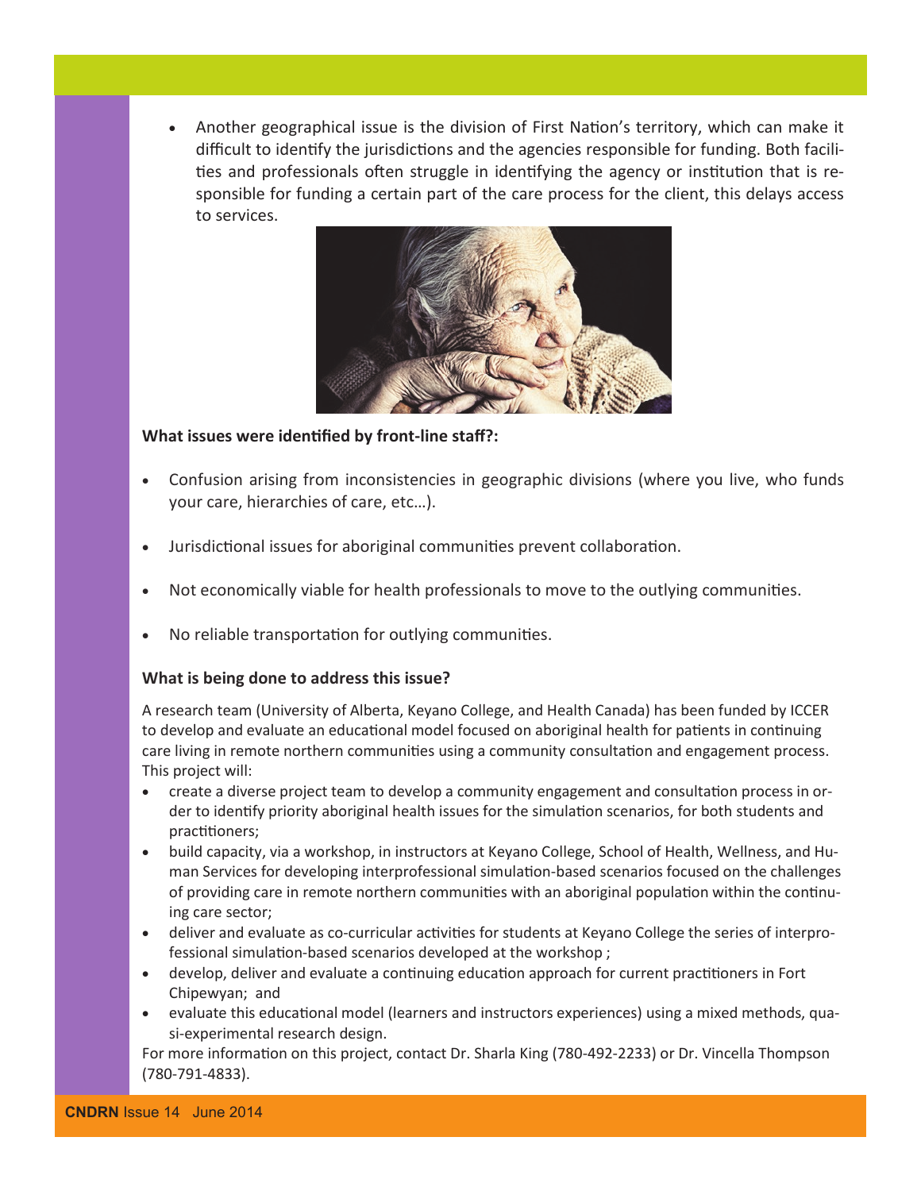- Another geographical issue is the division of First Nation's territory, which can make it difficult to identify the jurisdictions and the agencies responsible for funding. Both facilities and professionals often struggle in identifying the agency or institution that is responsible for funding a certain part of the care process for the client, this delays access to services.

**What issues were identified by front-line staff?:**

- Confusion arising from inconsistencies in geographic divisions (where you live, who funds your care, hierarchies of care, etc…).
- Jurisdictional issues for aboriginal communities prevent collaboration.
- Not economically viable for health professionals to move to the outlying communities.
- No reliable transportation for outlying communities.

**What is being done to address this issue?**

A research team (University of Alberta, Keyano College, and Health Canada) has been funded by ICCER to develop and evaluate an educational model focused on aboriginal health for patients in continuing care living in remote northern communities using a community consultation and engagement process. This project will:

- create a diverse project team to develop a community engagement and consultation process in order to identify priority aboriginal health issues for the simulation scenarios, for both students and practitioners;
- build capacity, via a workshop, in instructors at Keyano College, School of Health, Wellness, and Human Services for developing interprofessional simulation-based scenarios focused on the challenges of providing care in remote northern communities with an aboriginal population within the continuing care sector;
- deliver and evaluate as co-curricular activities for students at Keyano College the series of interprofessional simulation-based scenarios developed at the workshop ;
- develop, deliver and evaluate a continuing education approach for current practitioners in Fort Chipewyan; and
- evaluate this educational model (learners and instructors experiences) using a mixed methods, quasi-experimental research design.

For more information on this project, contact Dr. Sharla King (780-492-2233) or Dr. Vincella Thompson (780-791-4833).